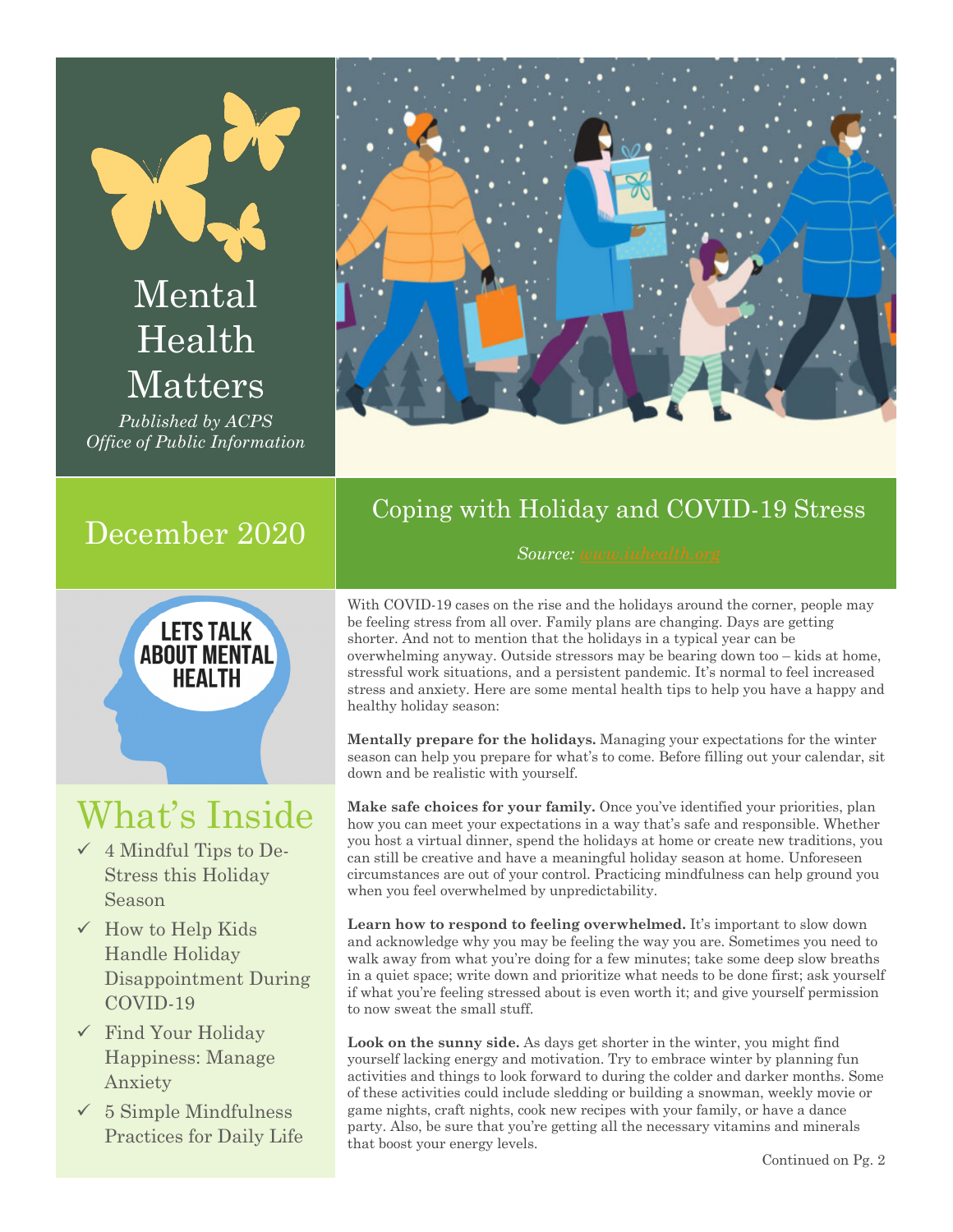# Mental Health Matters

*Published by ACPS Office of Public Information*

## December 2020

LETS TALK ABOUT MENTAL HEALTH

## What's Inside

- ✓ 4 Mindful Tips to De-Stress this Holiday Season
- ✓ How to Help Kids Handle Holiday Disappointment During COVID-19
- ✓ Find Your Holiday Happiness: Manage Anxiety
- ✓ 5 Simple Mindfulness Practices for Daily Life

## Coping with Holiday and COVID-19 Stress

*Source: www.iuhealth.org*

With COVID-19 cases on the rise and the holidays around the corner, people may be feeling stress from all over. Family plans are changing. Days are getting shorter. And not to mention that the holidays in a typical year can be overwhelming anyway. Outside stressors may be bearing down too – kids at home, stressful work situations, and a persistent pandemic. It's normal to feel increased stress and anxiety. Here are some mental health tips to help you have a happy and healthy holiday season:

**Mentally prepare for the holidays.** Managing your expectations for the winter season can help you prepare for what's to come. Before filling out your calendar, sit down and be realistic with yourself.

**Make safe choices for your family.** Once you've identified your priorities, plan how you can meet your expectations in a way that's safe and responsible. Whether you host a virtual dinner, spend the holidays at home or create new traditions, you can still be creative and have a meaningful holiday season at home. Unforeseen circumstances are out of your control. Practicing mindfulness can help ground you when you feel overwhelmed by unpredictability.

**Learn how to respond to feeling overwhelmed.** It's important to slow down and acknowledge why you may be feeling the way you are. Sometimes you need to walk away from what you're doing for a few minutes; take some deep slow breaths in a quiet space; write down and prioritize what needs to be done first; ask yourself if what you're feeling stressed about is even worth it; and give yourself permission to now sweat the small stuff.

**Look on the sunny side.** As days get shorter in the winter, you might find yourself lacking energy and motivation. Try to embrace winter by planning fun activities and things to look forward to during the colder and darker months. Some of these activities could include sledding or building a snowman, weekly movie or game nights, craft nights, cook new recipes with your family, or have a dance party. Also, be sure that you're getting all the necessary vitamins and minerals that boost your energy levels.

Continued on Pg. 2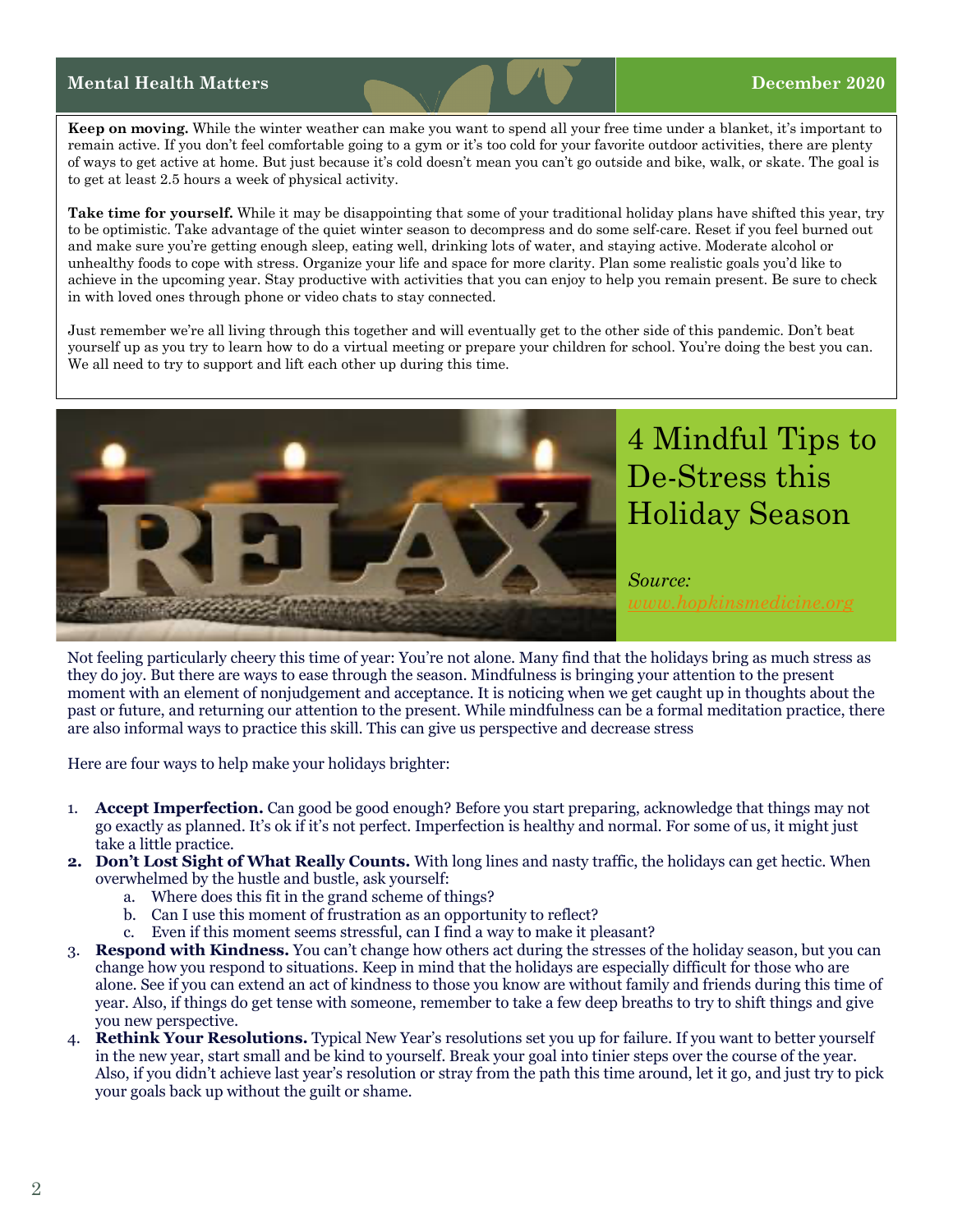**Keep on moving.** While the winter weather can make you want to spend all your free time under a blanket, it's important to remain active. If you don't feel comfortable going to a gym or it's too cold for your favorite outdoor activities, there are plenty of ways to get active at home. But just because it's cold doesn't mean you can't go outside and bike, walk, or skate. The goal is to get at least 2.5 hours a week of physical activity.

**Take time for yourself.** While it may be disappointing that some of your traditional holiday plans have shifted this year, try to be optimistic. Take advantage of the quiet winter season to decompress and do some self-care. Reset if you feel burned out and make sure you're getting enough sleep, eating well, drinking lots of water, and staying active. Moderate alcohol or unhealthy foods to cope with stress. Organize your life and space for more clarity. Plan some realistic goals you'd like to achieve in the upcoming year. Stay productive with activities that you can enjoy to help you remain present. Be sure to check in with loved ones through phone or video chats to stay connected.

Just remember we're all living through this together and will eventually get to the other side of this pandemic. Don't beat yourself up as you try to learn how to do a virtual meeting or prepare your children for school. You're doing the best you can. We all need to try to support and lift each other up during this time.

# 4 Mindful Tips to De-Stress this Holiday Season

*Source: www.hopkinsmedicine.org*

Not feeling particularly cheery this time of year: You're not alone. Many find that the holidays bring as much stress as they do joy. But there are ways to ease through the season. Mindfulness is bringing your attention to the present moment with an element of nonjudgement and acceptance. It is noticing when we get caught up in thoughts about the past or future, and returning our attention to the present. While mindfulness can be a formal meditation practice, there are also informal ways to practice this skill. This can give us perspective and decrease stress

Here are four ways to help make your holidays brighter:

1. **Accept Imperfection.** Can good be good enough? Before you start preparing, acknowledge that things may not go exactly as planned. It's ok if it's not perfect. Imperfection is healthy and normal. For some of us, it might just take a little practice.
2. **Don't Lost Sight of What Really Counts.** With long lines and nasty traffic, the holidays can get hectic. When overwhelmed by the hustle and bustle, ask yourself:
   a. Where does this fit in the grand scheme of things?
   b. Can I use this moment of frustration as an opportunity to reflect?
   c. Even if this moment seems stressful, can I find a way to make it pleasant?
3. **Respond with Kindness.** You can't change how others act during the stresses of the holiday season, but you can change how you respond to situations. Keep in mind that the holidays are especially difficult for those who are alone. See if you can extend an act of kindness to those you know are without family and friends during this time of year. Also, if things do get tense with someone, remember to take a few deep breaths to try to shift things and give you new perspective.
4. **Rethink Your Resolutions.** Typical New Year's resolutions set you up for failure. If you want to better yourself in the new year, start small and be kind to yourself. Break your goal into tinier steps over the course of the year. Also, if you didn't achieve last year's resolution or stray from the path this time around, let it go, and just try to pick your goals back up without the guilt or shame.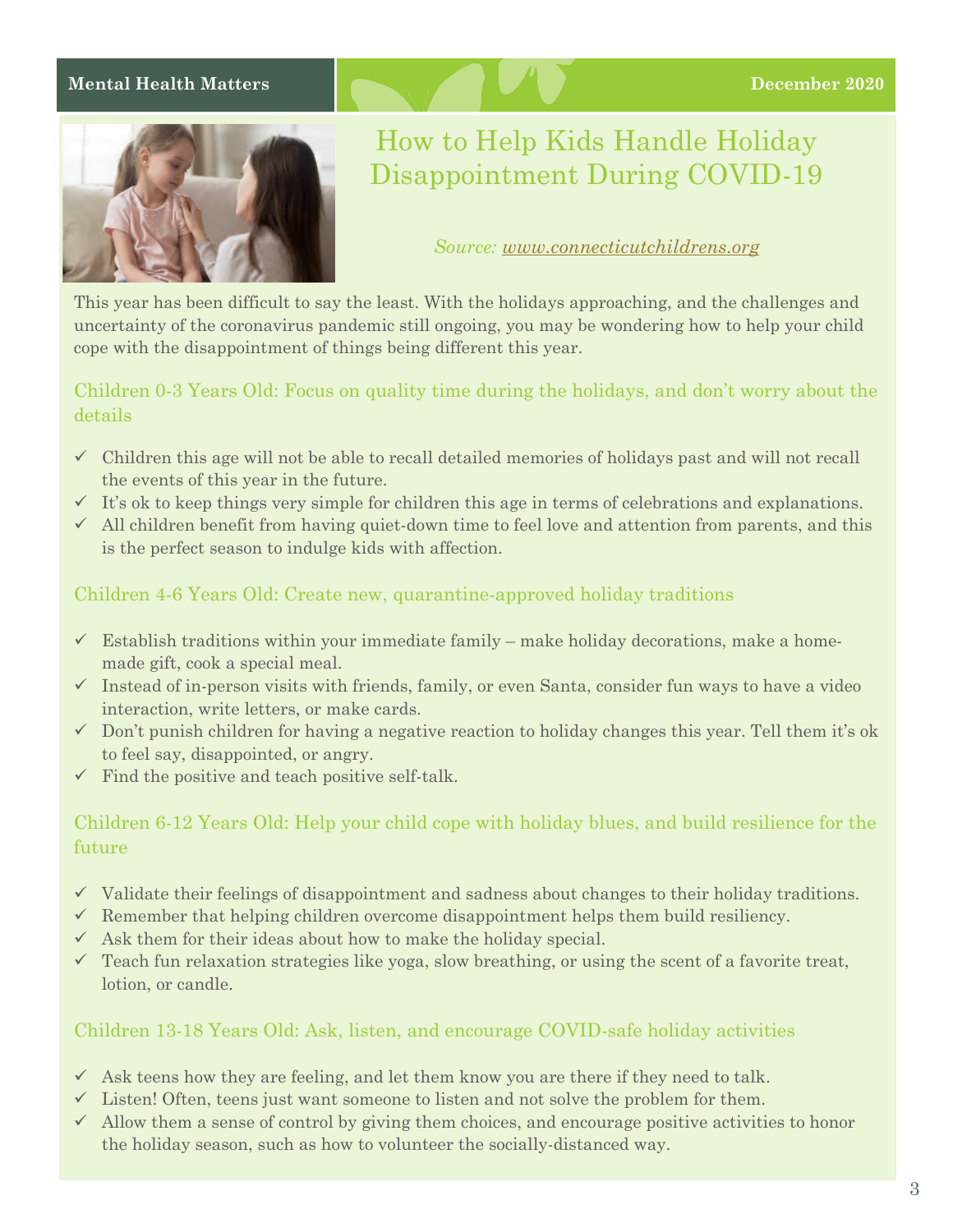# How to Help Kids Handle Holiday Disappointment During COVID-19

*Source: [www.connecticutchildrens.org](www.connecticutchildrens.org)*

This year has been difficult to say the least. With the holidays approaching, and the challenges and uncertainty of the coronavirus pandemic still ongoing, you may be wondering how to help your child cope with the disappointment of things being different this year.

## Children 0-3 Years Old: Focus on quality time during the holidays, and don't worry about the details

- ✓ Children this age will not be able to recall detailed memories of holidays past and will not recall the events of this year in the future.
- ✓ It's ok to keep things very simple for children this age in terms of celebrations and explanations.
- ✓ All children benefit from having quiet-down time to feel love and attention from parents, and this is the perfect season to indulge kids with affection.

## Children 4-6 Years Old: Create new, quarantine-approved holiday traditions

- ✓ Establish traditions within your immediate family – make holiday decorations, make a home-made gift, cook a special meal.
- ✓ Instead of in-person visits with friends, family, or even Santa, consider fun ways to have a video interaction, write letters, or make cards.
- ✓ Don't punish children for having a negative reaction to holiday changes this year. Tell them it's ok to feel say, disappointed, or angry.
- ✓ Find the positive and teach positive self-talk.

## Children 6-12 Years Old: Help your child cope with holiday blues, and build resilience for the future

- ✓ Validate their feelings of disappointment and sadness about changes to their holiday traditions.
- ✓ Remember that helping children overcome disappointment helps them build resiliency.
- ✓ Ask them for their ideas about how to make the holiday special.
- ✓ Teach fun relaxation strategies like yoga, slow breathing, or using the scent of a favorite treat, lotion, or candle.

## Children 13-18 Years Old: Ask, listen, and encourage COVID-safe holiday activities

- ✓ Ask teens how they are feeling, and let them know you are there if they need to talk.
- ✓ Listen! Often, teens just want someone to listen and not solve the problem for them.
- ✓ Allow them a sense of control by giving them choices, and encourage positive activities to honor the holiday season, such as how to volunteer the socially-distanced way.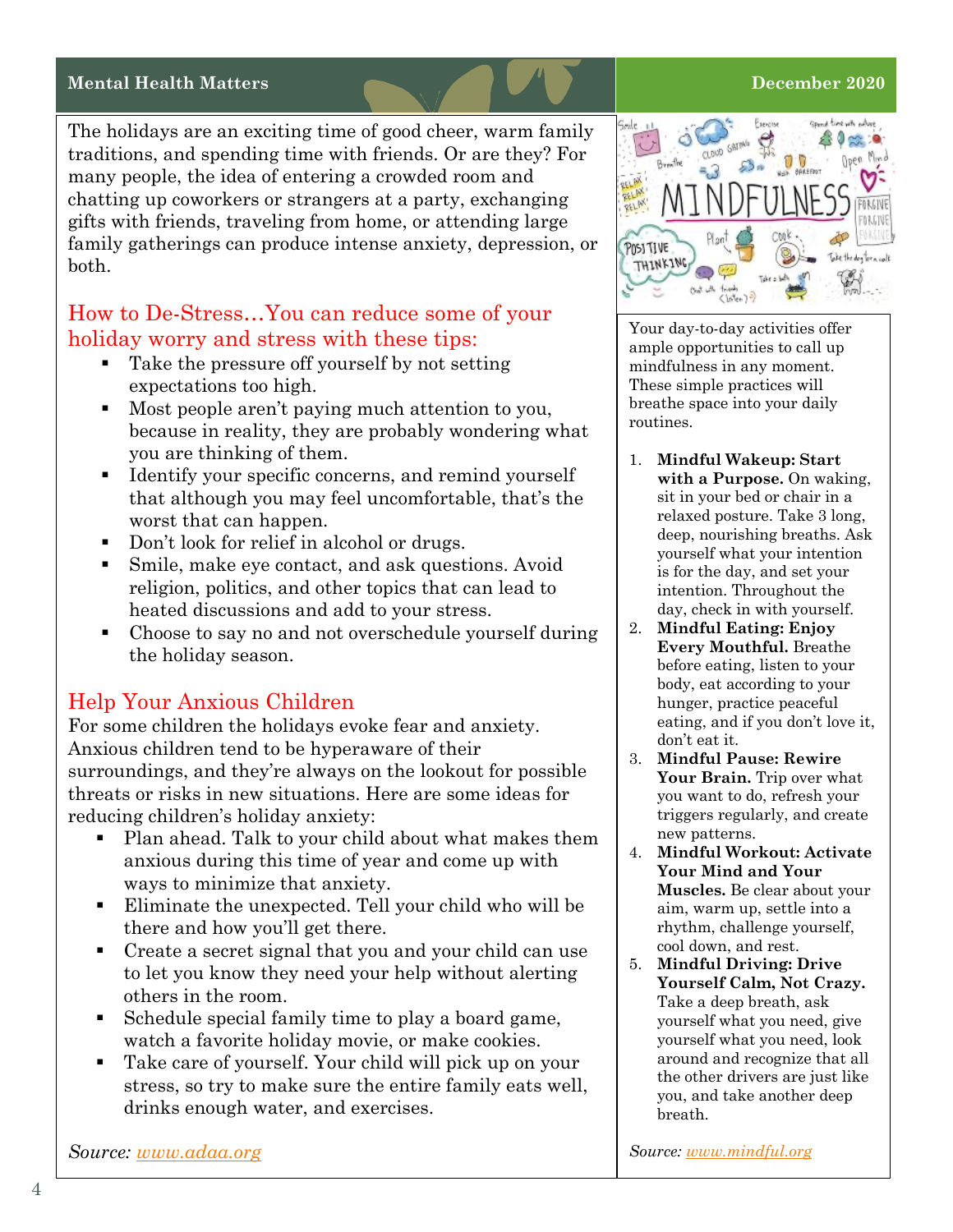## Mental Health Matters

December 2020

The holidays are an exciting time of good cheer, warm family traditions, and spending time with friends. Or are they? For many people, the idea of entering a crowded room and chatting up coworkers or strangers at a party, exchanging gifts with friends, traveling from home, or attending large family gatherings can produce intense anxiety, depression, or both.

### How to De-Stress…You can reduce some of your holiday worry and stress with these tips:

- Take the pressure off yourself by not setting expectations too high.
- Most people aren't paying much attention to you, because in reality, they are probably wondering what you are thinking of them.
- Identify your specific concerns, and remind yourself that although you may feel uncomfortable, that's the worst that can happen.
- Don't look for relief in alcohol or drugs.
- Smile, make eye contact, and ask questions. Avoid religion, politics, and other topics that can lead to heated discussions and add to your stress.
- Choose to say no and not overschedule yourself during the holiday season.

### Help Your Anxious Children

For some children the holidays evoke fear and anxiety. Anxious children tend to be hyperaware of their surroundings, and they're always on the lookout for possible threats or risks in new situations. Here are some ideas for reducing children's holiday anxiety:

- Plan ahead. Talk to your child about what makes them anxious during this time of year and come up with ways to minimize that anxiety.
- Eliminate the unexpected. Tell your child who will be there and how you'll get there.
- Create a secret signal that you and your child can use to let you know they need your help without alerting others in the room.
- Schedule special family time to play a board game, watch a favorite holiday movie, or make cookies.
- Take care of yourself. Your child will pick up on your stress, so try to make sure the entire family eats well, drinks enough water, and exercises.

*Source:* www.adaa.org

Your day-to-day activities offer ample opportunities to call up mindfulness in any moment. These simple practices will breathe space into your daily routines.

1. **Mindful Wakeup: Start with a Purpose.** On waking, sit in your bed or chair in a relaxed posture. Take 3 long, deep, nourishing breaths. Ask yourself what your intention is for the day, and set your intention. Throughout the day, check in with yourself.
2. **Mindful Eating: Enjoy Every Mouthful.** Breathe before eating, listen to your body, eat according to your hunger, practice peaceful eating, and if you don't love it, don't eat it.
3. **Mindful Pause: Rewire Your Brain.** Trip over what you want to do, refresh your triggers regularly, and create new patterns.
4. **Mindful Workout: Activate Your Mind and Your Muscles.** Be clear about your aim, warm up, settle into a rhythm, challenge yourself, cool down, and rest.
5. **Mindful Driving: Drive Yourself Calm, Not Crazy.** Take a deep breath, ask yourself what you need, give yourself what you need, look around and recognize that all the other drivers are just like you, and take another deep breath.

*Source:* www.mindful.org